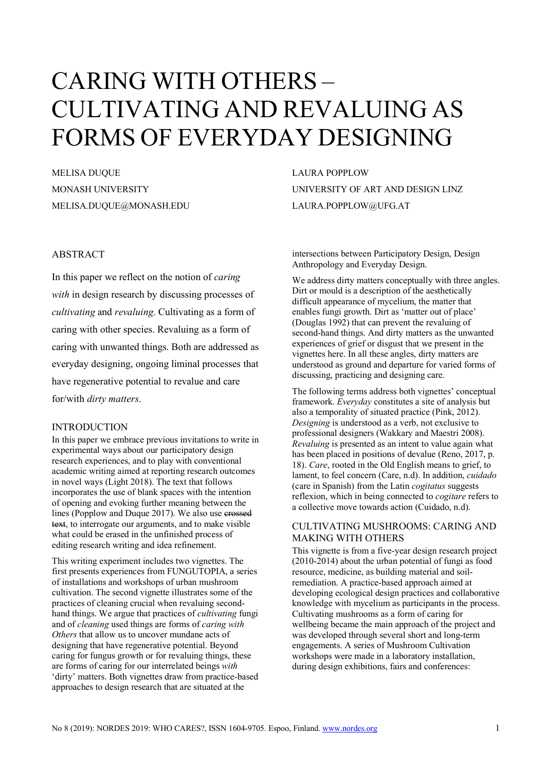# CARING WITH OTHERS – CULTIVATING AND REVALUING AS FORMS OF EVERYDAY DESIGNING

MELISA DUQUE
MONASH UNIVERSITY
MELISA.DUQUE@MONASH.EDU

LAURA POPPLOW
UNIVERSITY OF ART AND DESIGN LINZ
LAURA.POPPLOW@UFG.AT

## ABSTRACT

In this paper we reflect on the notion of *caring with* in design research by discussing processes of *cultivating* and *revaluing*. Cultivating as a form of caring with other species. Revaluing as a form of caring with unwanted things. Both are addressed as everyday designing, ongoing liminal processes that have regenerative potential to revalue and care for/with *dirty matters*.

## INTRODUCTION

In this paper we embrace previous invitations to write in experimental ways about our participatory design research experiences, and to play with conventional academic writing aimed at reporting research outcomes in novel ways (Light 2018). The text that follows incorporates the use of blank spaces with the intention of opening and evoking further meaning between the lines (Popplow and Duque 2017). We also use ~~crossed text~~, to interrogate our arguments, and to make visible what could be erased in the unfinished process of editing research writing and idea refinement.

This writing experiment includes two vignettes. The first presents experiences from FUNGUTOPIA, a series of installations and workshops of urban mushroom cultivation. The second vignette illustrates some of the practices of cleaning crucial when revaluing second-hand things. We argue that practices of *cultivating* fungi and of *cleaning* used things are forms of *caring with Others* that allow us to uncover mundane acts of designing that have regenerative potential. Beyond caring for fungus growth or for revaluing things, these are forms of caring for our interrelated beings *with* 'dirty' matters. Both vignettes draw from practice-based approaches to design research that are situated at the intersections between Participatory Design, Design Anthropology and Everyday Design.

We address dirty matters conceptually with three angles. Dirt or mould is a description of the aesthetically difficult appearance of mycelium, the matter that enables fungi growth. Dirt as 'matter out of place' (Douglas 1992) that can prevent the revaluing of second-hand things. And dirty matters as the unwanted experiences of grief or disgust that we present in the vignettes here. In all these angles, dirty matters are understood as ground and departure for varied forms of discussing, practicing and designing care.

The following terms address both vignettes' conceptual framework. *Everyday* constitutes a site of analysis but also a temporality of situated practice (Pink, 2012). *Designing* is understood as a verb, not exclusive to professional designers (Wakkary and Maestri 2008). *Revaluing* is presented as an intent to value again what has been placed in positions of devalue (Reno, 2017, p. 18). *Care*, rooted in the Old English means to grief, to lament, to feel concern (Care, n.d). In addition, *cuidado* (care in Spanish) from the Latin *cogitatus* suggests reflexion, which in being connected to *cogitare* refers to a collective move towards action (Cuidado, n.d).

## CULTIVATING MUSHROOMS: CARING AND MAKING WITH OTHERS

This vignette is from a five-year design research project (2010-2014) about the urban potential of fungi as food resource, medicine, as building material and soil-remediation. A practice-based approach aimed at developing ecological design practices and collaborative knowledge with mycelium as participants in the process. Cultivating mushrooms as a form of caring for wellbeing became the main approach of the project and was developed through several short and long-term engagements. A series of Mushroom Cultivation workshops were made in a laboratory installation, during design exhibitions, fairs and conferences: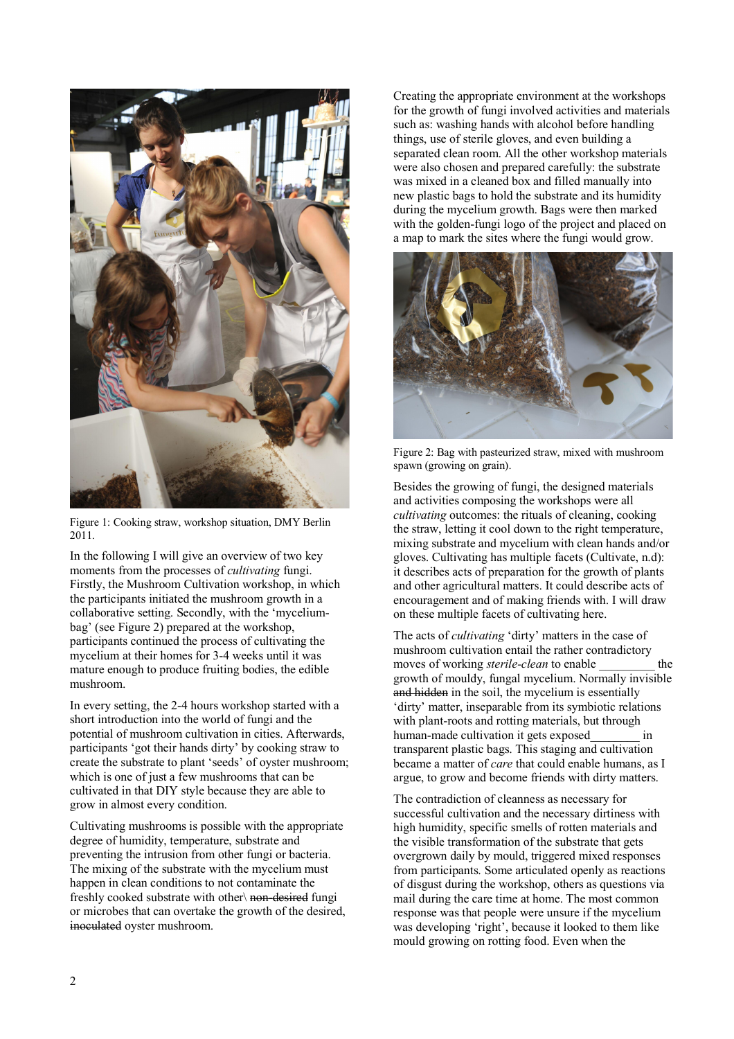Figure 1: Cooking straw, workshop situation, DMY Berlin 2011.

In the following I will give an overview of two key moments from the processes of *cultivating* fungi. Firstly, the Mushroom Cultivation workshop, in which the participants initiated the mushroom growth in a collaborative setting. Secondly, with the 'mycelium-bag' (see Figure 2) prepared at the workshop, participants continued the process of cultivating the mycelium at their homes for 3-4 weeks until it was mature enough to produce fruiting bodies, the edible mushroom.

In every setting, the 2-4 hours workshop started with a short introduction into the world of fungi and the potential of mushroom cultivation in cities. Afterwards, participants 'got their hands dirty' by cooking straw to create the substrate to plant 'seeds' of oyster mushroom; which is one of just a few mushrooms that can be cultivated in that DIY style because they are able to grow in almost every condition.

Cultivating mushrooms is possible with the appropriate degree of humidity, temperature, substrate and preventing the intrusion from other fungi or bacteria. The mixing of the substrate with the mycelium must happen in clean conditions to not contaminate the freshly cooked substrate with other\ ~~non-desired~~ fungi or microbes that can overtake the growth of the desired, ~~inoculated~~ oyster mushroom.

Creating the appropriate environment at the workshops for the growth of fungi involved activities and materials such as: washing hands with alcohol before handling things, use of sterile gloves, and even building a separated clean room. All the other workshop materials were also chosen and prepared carefully: the substrate was mixed in a cleaned box and filled manually into new plastic bags to hold the substrate and its humidity during the mycelium growth. Bags were then marked with the golden-fungi logo of the project and placed on a map to mark the sites where the fungi would grow.

Figure 2: Bag with pasteurized straw, mixed with mushroom spawn (growing on grain).

Besides the growing of fungi, the designed materials and activities composing the workshops were all *cultivating* outcomes: the rituals of cleaning, cooking the straw, letting it cool down to the right temperature, mixing substrate and mycelium with clean hands and/or gloves. Cultivating has multiple facets (Cultivate, n.d): it describes acts of preparation for the growth of plants and other agricultural matters. It could describe acts of encouragement and of making friends with. I will draw on these multiple facets of cultivating here.

The acts of *cultivating* 'dirty' matters in the case of mushroom cultivation entail the rather contradictory moves of working *sterile-clean* to enable ________ the growth of mouldy, fungal mycelium. Normally invisible ~~and hidden~~ in the soil, the mycelium is essentially 'dirty' matter, inseparable from its symbiotic relations with plant-roots and rotting materials, but through human-made cultivation it gets exposed________ in transparent plastic bags. This staging and cultivation became a matter of *care* that could enable humans, as I argue, to grow and become friends with dirty matters.

The contradiction of cleanness as necessary for successful cultivation and the necessary dirtiness with high humidity, specific smells of rotten materials and the visible transformation of the substrate that gets overgrown daily by mould, triggered mixed responses from participants. Some articulated openly as reactions of disgust during the workshop, others as questions via mail during the care time at home. The most common response was that people were unsure if the mycelium was developing 'right', because it looked to them like mould growing on rotting food. Even when the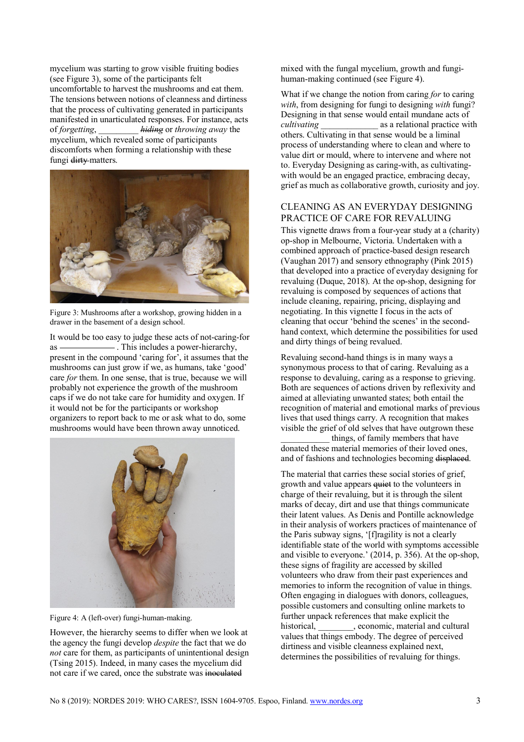mycelium was starting to grow visible fruiting bodies (see Figure 3), some of the participants felt uncomfortable to harvest the mushrooms and eat them. The tensions between notions of cleanness and dirtiness that the process of cultivating generated in participants manifested in unarticulated responses. For instance, acts of *forgetting*, _________ ~~*hiding*~~ or *throwing away* the mycelium, which revealed some of participants discomforts when forming a relationship with these fungi ~~dirty~~ matters.

Figure 3: Mushrooms after a workshop, growing hidden in a drawer in the basement of a design school.

It would be too easy to judge these acts of not-caring-for as ___________ . This includes a power-hierarchy, present in the compound 'caring for', it assumes that the mushrooms can just grow if we, as humans, take 'good' care *for* them. In one sense, that is true, because we will probably not experience the growth of the mushroom caps if we do not take care for humidity and oxygen. If it would not be for the participants or workshop organizers to report back to me or ask what to do, some mushrooms would have been thrown away unnoticed.

Figure 4: A (left-over) fungi-human-making.

However, the hierarchy seems to differ when we look at the agency the fungi develop *despite* the fact that we do *not* care for them, as participants of unintentional design (Tsing 2015). Indeed, in many cases the mycelium did not care if we cared, once the substrate was ~~inoculated~~ mixed with the fungal mycelium, growth and fungi-human-making continued (see Figure 4).

What if we change the notion from caring *for* to caring *with*, from designing for fungi to designing *with* fungi? Designing in that sense would entail mundane acts of *cultivating* _____________ as a relational practice with others. Cultivating in that sense would be a liminal process of understanding where to clean and where to value dirt or mould, where to intervene and where not to. Everyday Designing as caring-with, as cultivating-with would be an engaged practice, embracing decay, grief as much as collaborative growth, curiosity and joy.

## CLEANING AS AN EVERYDAY DESIGNING PRACTICE OF CARE FOR REVALUING

This vignette draws from a four-year study at a (charity) op-shop in Melbourne, Victoria. Undertaken with a combined approach of practice-based design research (Vaughan 2017) and sensory ethnography (Pink 2015) that developed into a practice of everyday designing for revaluing (Duque, 2018). At the op-shop, designing for revaluing is composed by sequences of actions that include cleaning, repairing, pricing, displaying and negotiating. In this vignette I focus in the acts of cleaning that occur 'behind the scenes' in the second-hand context, which determine the possibilities for used and dirty things of being revalued.

Revaluing second-hand things is in many ways a synonymous process to that of caring. Revaluing as a response to devaluing, caring as a response to grieving. Both are sequences of actions driven by reflexivity and aimed at alleviating unwanted states; both entail the recognition of material and emotional marks of previous lives that used things carry. A recognition that makes visible the grief of old selves that have outgrown these ___________ things, of family members that have donated these material memories of their loved ones, and of fashions and technologies becoming ~~displaced~~.

The material that carries these social stories of grief, growth and value appears ~~quiet~~ to the volunteers in charge of their revaluing, but it is through the silent marks of decay, dirt and use that things communicate their latent values. As Denis and Pontille acknowledge in their analysis of workers practices of maintenance of the Paris subway signs, '[f]ragility is not a clearly identifiable state of the world with symptoms accessible and visible to everyone.' (2014, p. 356). At the op-shop, these signs of fragility are accessed by skilled volunteers who draw from their past experiences and memories to inform the recognition of value in things. Often engaging in dialogues with donors, colleagues, possible customers and consulting online markets to further unpack references that make explicit the historical, ________, economic, material and cultural values that things embody. The degree of perceived dirtiness and visible cleanness explained next, determines the possibilities of revaluing for things.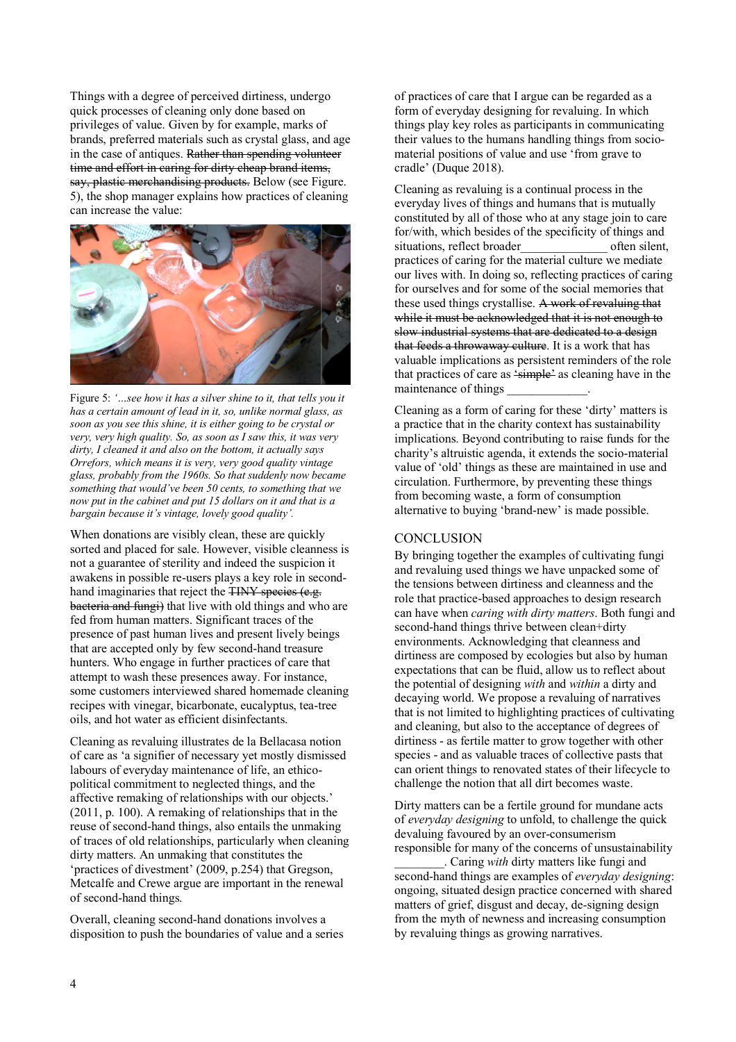Things with a degree of perceived dirtiness, undergo quick processes of cleaning only done based on privileges of value. Given by for example, marks of brands, preferred materials such as crystal glass, and age in the case of antiques. ~~Rather than spending volunteer time and effort in caring for dirty cheap brand items, say, plastic merchandising products.~~ Below (see Figure. 5), the shop manager explains how practices of cleaning can increase the value:

Figure 5: *'...see how it has a silver shine to it, that tells you it has a certain amount of lead in it, so, unlike normal glass, as soon as you see this shine, it is either going to be crystal or very, very high quality. So, as soon as I saw this, it was very dirty, I cleaned it and also on the bottom, it actually says Orrefors, which means it is very, very good quality vintage glass, probably from the 1960s. So that suddenly now became something that would've been 50 cents, to something that we now put in the cabinet and put 15 dollars on it and that is a bargain because it's vintage, lovely good quality'.*

When donations are visibly clean, these are quickly sorted and placed for sale. However, visible cleanness is not a guarantee of sterility and indeed the suspicion it awakens in possible re-users plays a key role in second-hand imaginaries that reject the ~~TINY species (e.g. bacteria and fungi)~~ that live with old things and who are fed from human matters. Significant traces of the presence of past human lives and present lively beings that are accepted only by few second-hand treasure hunters. Who engage in further practices of care that attempt to wash these presences away. For instance, some customers interviewed shared homemade cleaning recipes with vinegar, bicarbonate, eucalyptus, tea-tree oils, and hot water as efficient disinfectants.

Cleaning as revaluing illustrates de la Bellacasa notion of care as 'a signifier of necessary yet mostly dismissed labours of everyday maintenance of life, an ethico-political commitment to neglected things, and the affective remaking of relationships with our objects.' (2011, p. 100). A remaking of relationships that in the reuse of second-hand things, also entails the unmaking of traces of old relationships, particularly when cleaning dirty matters. An unmaking that constitutes the 'practices of divestment' (2009, p.254) that Gregson, Metcalfe and Crewe argue are important in the renewal of second-hand things.

Overall, cleaning second-hand donations involves a disposition to push the boundaries of value and a series of practices of care that I argue can be regarded as a form of everyday designing for revaluing. In which things play key roles as participants in communicating their values to the humans handling things from socio-material positions of value and use 'from grave to cradle' (Duque 2018).

Cleaning as revaluing is a continual process in the everyday lives of things and humans that is mutually constituted by all of those who at any stage join to care for/with, which besides of the specificity of things and situations, reflect broader______________ often silent, practices of caring for the material culture we mediate our lives with. In doing so, reflecting practices of caring for ourselves and for some of the social memories that these used things crystallise. ~~A work of revaluing that while it must be acknowledged that it is not enough to slow industrial systems that are dedicated to a design that feeds a throwaway culture~~. It is a work that has valuable implications as persistent reminders of the role that practices of care as ~~'simple'~~ as cleaning have in the maintenance of things _____________.

Cleaning as a form of caring for these 'dirty' matters is a practice that in the charity context has sustainability implications. Beyond contributing to raise funds for the charity's altruistic agenda, it extends the socio-material value of 'old' things as these are maintained in use and circulation. Furthermore, by preventing these things from becoming waste, a form of consumption alternative to buying 'brand-new' is made possible.

## CONCLUSION

By bringing together the examples of cultivating fungi and revaluing used things we have unpacked some of the tensions between dirtiness and cleanness and the role that practice-based approaches to design research can have when *caring with dirty matters*. Both fungi and second-hand things thrive between clean+dirty environments. Acknowledging that cleanness and dirtiness are composed by ecologies but also by human expectations that can be fluid, allow us to reflect about the potential of designing *with* and *within* a dirty and decaying world. We propose a revaluing of narratives that is not limited to highlighting practices of cultivating and cleaning, but also to the acceptance of degrees of dirtiness - as fertile matter to grow together with other species - and as valuable traces of collective pasts that can orient things to renovated states of their lifecycle to challenge the notion that all dirt becomes waste.

Dirty matters can be a fertile ground for mundane acts of *everyday designing* to unfold, to challenge the quick devaluing favoured by an over-consumerism responsible for many of the concerns of unsustainability ________. Caring *with* dirty matters like fungi and second-hand things are examples of *everyday designing*: ongoing, situated design practice concerned with shared matters of grief, disgust and decay, de-signing design from the myth of newness and increasing consumption by revaluing things as growing narratives.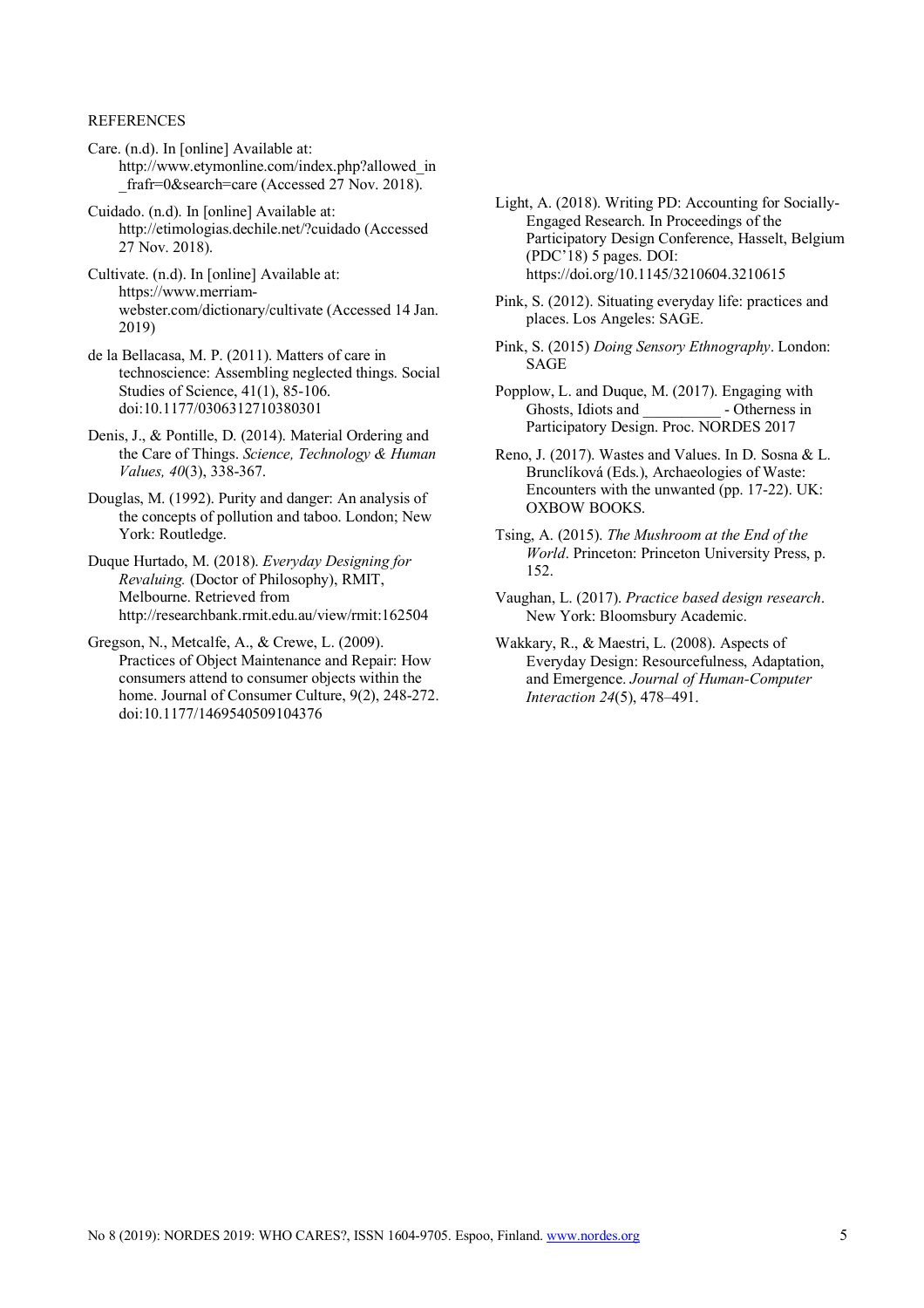REFERENCES

Care. (n.d). In [online] Available at: http://www.etymonline.com/index.php?allowed_in_frafr=0&search=care (Accessed 27 Nov. 2018).

Cuidado. (n.d). In [online] Available at: http://etimologias.dechile.net/?cuidado (Accessed 27 Nov. 2018).

Cultivate. (n.d). In [online] Available at: https://www.merriam-webster.com/dictionary/cultivate (Accessed 14 Jan. 2019)

de la Bellacasa, M. P. (2011). Matters of care in technoscience: Assembling neglected things. Social Studies of Science, 41(1), 85-106. doi:10.1177/0306312710380301

Denis, J., & Pontille, D. (2014). Material Ordering and the Care of Things. *Science, Technology & Human Values, 40*(3), 338-367.

Douglas, M. (1992). Purity and danger: An analysis of the concepts of pollution and taboo. London; New York: Routledge.

Duque Hurtado, M. (2018). *Everyday Designing for Revaluing.* (Doctor of Philosophy), RMIT, Melbourne. Retrieved from http://researchbank.rmit.edu.au/view/rmit:162504

Gregson, N., Metcalfe, A., & Crewe, L. (2009). Practices of Object Maintenance and Repair: How consumers attend to consumer objects within the home. Journal of Consumer Culture, 9(2), 248-272. doi:10.1177/1469540509104376

Light, A. (2018). Writing PD: Accounting for Socially-Engaged Research. In Proceedings of the Participatory Design Conference, Hasselt, Belgium (PDC'18) 5 pages. DOI: https://doi.org/10.1145/3210604.3210615

Pink, S. (2012). Situating everyday life: practices and places. Los Angeles: SAGE.

Pink, S. (2015) *Doing Sensory Ethnography*. London: SAGE

Popplow, L. and Duque, M. (2017). Engaging with Ghosts, Idiots and __________ - Otherness in Participatory Design. Proc. NORDES 2017

Reno, J. (2017). Wastes and Values. In D. Sosna & L. Brunclíková (Eds.), Archaeologies of Waste: Encounters with the unwanted (pp. 17-22). UK: OXBOW BOOKS.

Tsing, A. (2015). *The Mushroom at the End of the World*. Princeton: Princeton University Press, p. 152.

Vaughan, L. (2017). *Practice based design research*. New York: Bloomsbury Academic.

Wakkary, R., & Maestri, L. (2008). Aspects of Everyday Design: Resourcefulness, Adaptation, and Emergence. *Journal of Human-Computer Interaction 24*(5), 478–491.